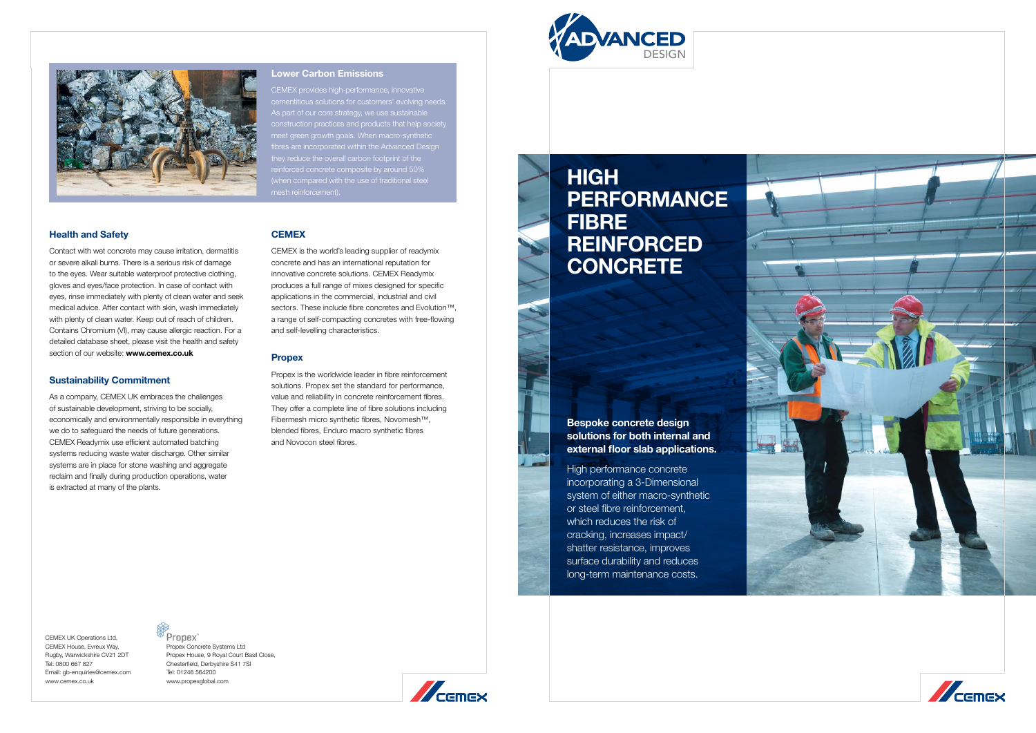## Lower Carbon Emissions

CEMEX provides high-performance, innovative cementitious solutions for customers' evolving needs. As part of our core strategy, we use sustainable construction practices and products that help society meet green growth goals. When macro-synthetic fibres are incorporated within the Advanced Design they reduce the overall carbon footprint of the reinforced concrete composite by around 50% (when compared with the use of traditional steel mesh reinforcement).

## Health and Safety

Contact with wet concrete may cause irritation, dermatitis or severe alkali burns. There is a serious risk of damage to the eyes. Wear suitable waterproof protective clothing, gloves and eyes/face protection. In case of contact with eyes, rinse immediately with plenty of clean water and seek medical advice. After contact with skin, wash immediately with plenty of clean water. Keep out of reach of children. Contains Chromium (VI), may cause allergic reaction. For a detailed database sheet, please visit the health and safety section of our website: **www.cemex.co.uk**

## Sustainability Commitment

As a company, CEMEX UK embraces the challenges of sustainable development, striving to be socially, economically and environmentally responsible in everything we do to safeguard the needs of future generations. CEMEX Readymix use efficient automated batching systems reducing waste water discharge. Other similar systems are in place for stone washing and aggregate reclaim and finally during production operations, water is extracted at many of the plants.

## CEMEX

CEMEX is the world's leading supplier of readymix concrete and has an international reputation for innovative concrete solutions. CEMEX Readymix produces a full range of mixes designed for specific applications in the commercial, industrial and civil sectors. These include fibre concretes and Evolution™, a range of self-compacting concretes with free-flowing and self-levelling characteristics.

## Propex

Propex is the worldwide leader in fibre reinforcement solutions. Propex set the standard for performance, value and reliability in concrete reinforcement fibres. They offer a complete line of fibre solutions including Fibermesh micro synthetic fibres, Novomesh™, blended fibres, Enduro macro synthetic fibres and Novocon steel fibres.

CEMEX UK Operations Ltd,
CEMEX House, Evreux Way,
Rugby, Warwickshire CV21 2DT
Tel: 0800 667 827
Email: gb-enquiries@cemex.com
www.cemex.co.uk

Propex
Propex Concrete Systems Ltd
Propex House, 9 Royal Court Basil Close,
Chesterfield, Derbyshire S41 7SI
Tel: 01246 564200
www.propexglobal.com

CEMEX

ADVANCED DESIGN

# HIGH PERFORMANCE FIBRE REINFORCED CONCRETE

**Bespoke concrete design solutions for both internal and external floor slab applications.**

High performance concrete incorporating a 3-Dimensional system of either macro-synthetic or steel fibre reinforcement, which reduces the risk of cracking, increases impact/shatter resistance, improves surface durability and reduces long-term maintenance costs.

CEMEX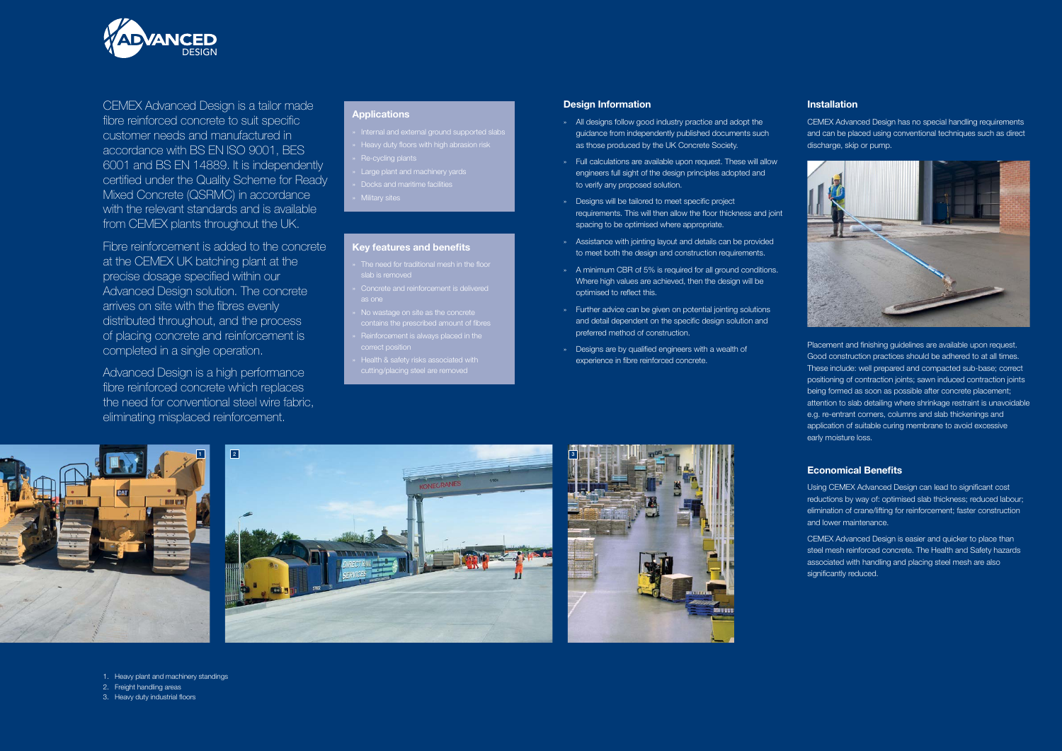ADVANCED DESIGN

CEMEX Advanced Design is a tailor made fibre reinforced concrete to suit specific customer needs and manufactured in accordance with BS EN ISO 9001, BES 6001 and BS EN 14889. It is independently certified under the Quality Scheme for Ready Mixed Concrete (QSRMC) in accordance with the relevant standards and is available from CEMEX plants throughout the UK.

Fibre reinforcement is added to the concrete at the CEMEX UK batching plant at the precise dosage specified within our Advanced Design solution. The concrete arrives on site with the fibres evenly distributed throughout, and the process of placing concrete and reinforcement is completed in a single operation.

Advanced Design is a high performance fibre reinforced concrete which replaces the need for conventional steel wire fabric, eliminating misplaced reinforcement.

## Applications

- Internal and external ground supported slabs
- Heavy duty floors with high abrasion risk
- Re-cycling plants
- Large plant and machinery yards
- Docks and maritime facilities
- Military sites

## Key features and benefits

- The need for traditional mesh in the floor slab is removed
- Concrete and reinforcement is delivered as one
- No wastage on site as the concrete contains the prescribed amount of fibres
- Reinforcement is always placed in the correct position
- Health & safety risks associated with cutting/placing steel are removed

## Design Information

- All designs follow good industry practice and adopt the guidance from independently published documents such as those produced by the UK Concrete Society.
- Full calculations are available upon request. These will allow engineers full sight of the design principles adopted and to verify any proposed solution.
- Designs will be tailored to meet specific project requirements. This will then allow the floor thickness and joint spacing to be optimised where appropriate.
- Assistance with jointing layout and details can be provided to meet both the design and construction requirements.
- A minimum CBR of 5% is required for all ground conditions. Where high values are achieved, then the design will be optimised to reflect this.
- Further advice can be given on potential jointing solutions and detail dependent on the specific design solution and preferred method of construction.
- Designs are by qualified engineers with a wealth of experience in fibre reinforced concrete.

## Installation

CEMEX Advanced Design has no special handling requirements and can be placed using conventional techniques such as direct discharge, skip or pump.

Placement and finishing guidelines are available upon request. Good construction practices should be adhered to at all times. These include: well prepared and compacted sub-base; correct positioning of contraction joints; sawn induced contraction joints being formed as soon as possible after concrete placement; attention to slab detailing where shrinkage restraint is unavoidable e.g. re-entrant corners, columns and slab thickenings and application of suitable curing membrane to avoid excessive early moisture loss.

## Economical Benefits

Using CEMEX Advanced Design can lead to significant cost reductions by way of: optimised slab thickness; reduced labour; elimination of crane/lifting for reinforcement; faster construction and lower maintenance.

CEMEX Advanced Design is easier and quicker to place than steel mesh reinforced concrete. The Health and Safety hazards associated with handling and placing steel mesh are also significantly reduced.

1. Heavy plant and machinery standings
2. Freight handling areas
3. Heavy duty industrial floors